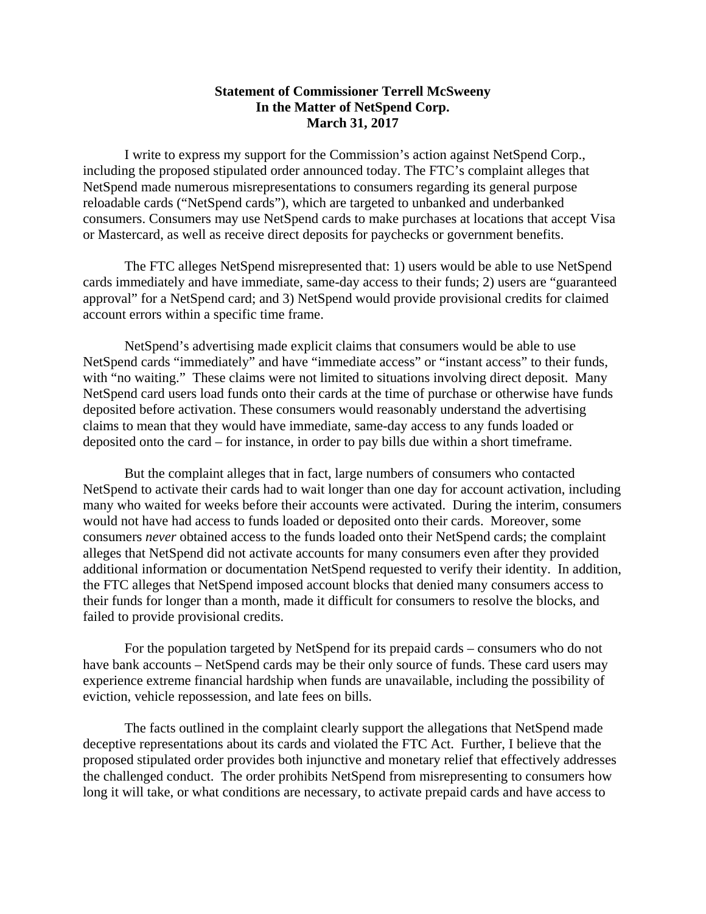**Statement of Commissioner Terrell McSweeny**
**In the Matter of NetSpend Corp.**
**March 31, 2017**

I write to express my support for the Commission's action against NetSpend Corp., including the proposed stipulated order announced today. The FTC's complaint alleges that NetSpend made numerous misrepresentations to consumers regarding its general purpose reloadable cards ("NetSpend cards"), which are targeted to unbanked and underbanked consumers. Consumers may use NetSpend cards to make purchases at locations that accept Visa or Mastercard, as well as receive direct deposits for paychecks or government benefits.

The FTC alleges NetSpend misrepresented that: 1) users would be able to use NetSpend cards immediately and have immediate, same-day access to their funds; 2) users are "guaranteed approval" for a NetSpend card; and 3) NetSpend would provide provisional credits for claimed account errors within a specific time frame.

NetSpend's advertising made explicit claims that consumers would be able to use NetSpend cards "immediately" and have "immediate access" or "instant access" to their funds, with "no waiting." These claims were not limited to situations involving direct deposit. Many NetSpend card users load funds onto their cards at the time of purchase or otherwise have funds deposited before activation. These consumers would reasonably understand the advertising claims to mean that they would have immediate, same-day access to any funds loaded or deposited onto the card – for instance, in order to pay bills due within a short timeframe.

But the complaint alleges that in fact, large numbers of consumers who contacted NetSpend to activate their cards had to wait longer than one day for account activation, including many who waited for weeks before their accounts were activated. During the interim, consumers would not have had access to funds loaded or deposited onto their cards. Moreover, some consumers *never* obtained access to the funds loaded onto their NetSpend cards; the complaint alleges that NetSpend did not activate accounts for many consumers even after they provided additional information or documentation NetSpend requested to verify their identity. In addition, the FTC alleges that NetSpend imposed account blocks that denied many consumers access to their funds for longer than a month, made it difficult for consumers to resolve the blocks, and failed to provide provisional credits.

For the population targeted by NetSpend for its prepaid cards – consumers who do not have bank accounts – NetSpend cards may be their only source of funds. These card users may experience extreme financial hardship when funds are unavailable, including the possibility of eviction, vehicle repossession, and late fees on bills.

The facts outlined in the complaint clearly support the allegations that NetSpend made deceptive representations about its cards and violated the FTC Act. Further, I believe that the proposed stipulated order provides both injunctive and monetary relief that effectively addresses the challenged conduct. The order prohibits NetSpend from misrepresenting to consumers how long it will take, or what conditions are necessary, to activate prepaid cards and have access to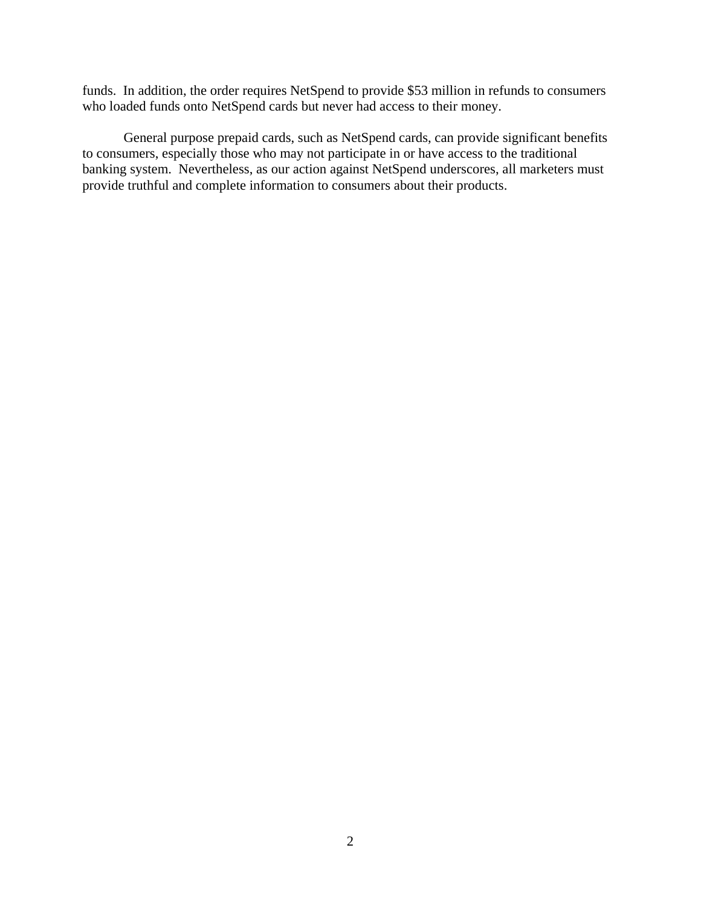funds. In addition, the order requires NetSpend to provide $53 million in refunds to consumers who loaded funds onto NetSpend cards but never had access to their money.

General purpose prepaid cards, such as NetSpend cards, can provide significant benefits to consumers, especially those who may not participate in or have access to the traditional banking system. Nevertheless, as our action against NetSpend underscores, all marketers must provide truthful and complete information to consumers about their products.